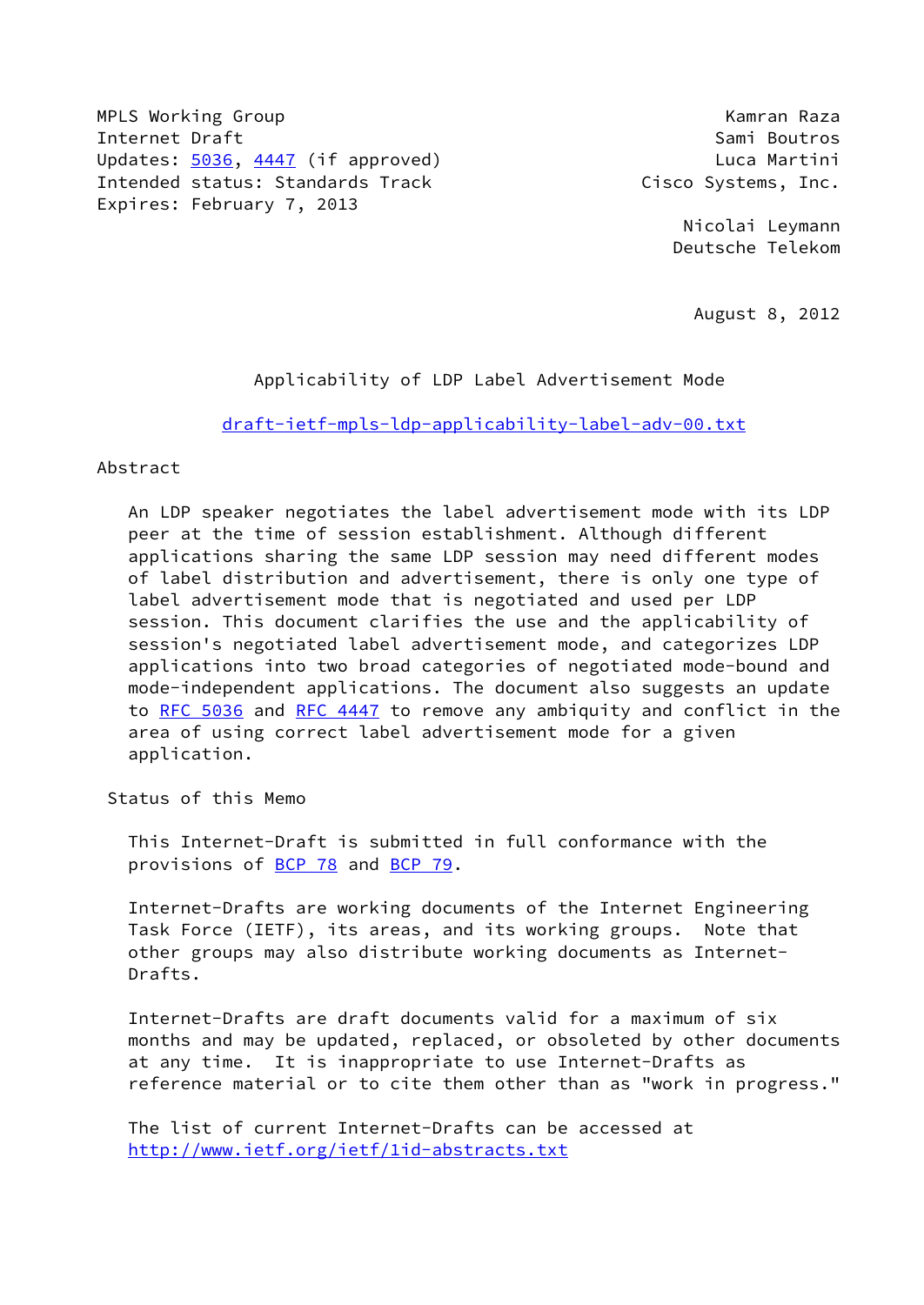MPLS Working Group
Internet Draft
Updates: 5036, 4447 (if approved)
Intended status: Standards Track
Expires: February 7, 2013

Kamran Raza
Sami Boutros
Luca Martini
Cisco Systems, Inc.

Nicolai Leymann
Deutsche Telekom

August 8, 2012

# Applicability of LDP Label Advertisement Mode

draft-ietf-mpls-ldp-applicability-label-adv-00.txt

## Abstract

An LDP speaker negotiates the label advertisement mode with its LDP peer at the time of session establishment. Although different applications sharing the same LDP session may need different modes of label distribution and advertisement, there is only one type of label advertisement mode that is negotiated and used per LDP session. This document clarifies the use and the applicability of session's negotiated label advertisement mode, and categorizes LDP applications into two broad categories of negotiated mode-bound and mode-independent applications. The document also suggests an update to RFC 5036 and RFC 4447 to remove any ambiquity and conflict in the area of using correct label advertisement mode for a given application.

## Status of this Memo

This Internet-Draft is submitted in full conformance with the provisions of BCP 78 and BCP 79.

Internet-Drafts are working documents of the Internet Engineering Task Force (IETF), its areas, and its working groups. Note that other groups may also distribute working documents as Internet-Drafts.

Internet-Drafts are draft documents valid for a maximum of six months and may be updated, replaced, or obsoleted by other documents at any time. It is inappropriate to use Internet-Drafts as reference material or to cite them other than as "work in progress."

The list of current Internet-Drafts can be accessed at http://www.ietf.org/ietf/1id-abstracts.txt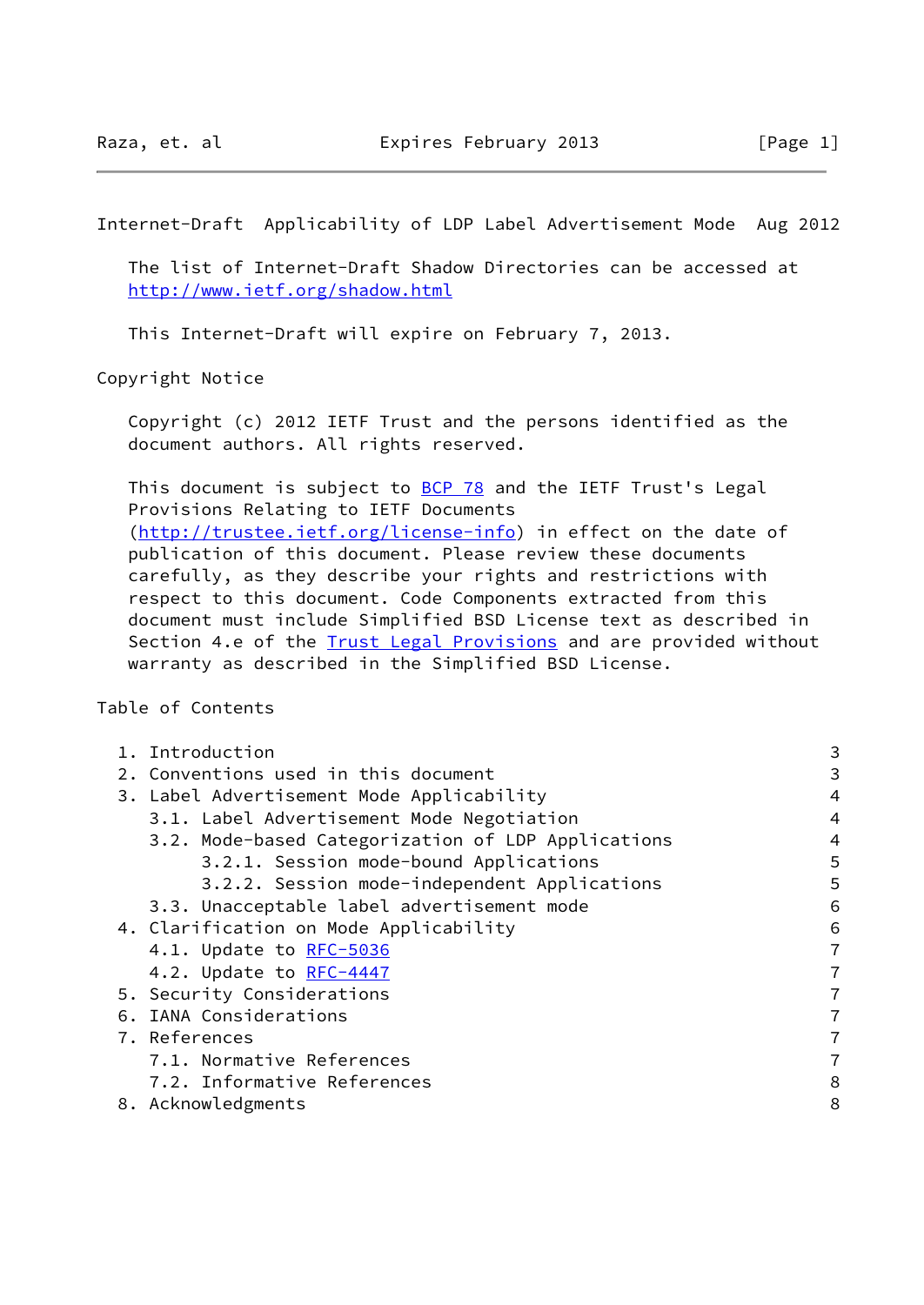The list of Internet-Draft Shadow Directories can be accessed at http://www.ietf.org/shadow.html

This Internet-Draft will expire on February 7, 2013.

## Copyright Notice

Copyright (c) 2012 IETF Trust and the persons identified as the document authors. All rights reserved.

This document is subject to BCP 78 and the IETF Trust's Legal Provisions Relating to IETF Documents (http://trustee.ietf.org/license-info) in effect on the date of publication of this document. Please review these documents carefully, as they describe your rights and restrictions with respect to this document. Code Components extracted from this document must include Simplified BSD License text as described in Section 4.e of the Trust Legal Provisions and are provided without warranty as described in the Simplified BSD License.

## Table of Contents

```
   1. Introduction                                                    3
   2. Conventions used in this document                               3
   3. Label Advertisement Mode Applicability                          4
      3.1. Label Advertisement Mode Negotiation                       4
      3.2. Mode-based Categorization of LDP Applications              4
           3.2.1. Session mode-bound Applications                     5
           3.2.2. Session mode-independent Applications               5
      3.3. Unacceptable label advertisement mode                      6
   4. Clarification on Mode Applicability                             6
      4.1. Update to RFC-5036                                         7
      4.2. Update to RFC-4447                                         7
   5. Security Considerations                                         7
   6. IANA Considerations                                             7
   7. References                                                      7
      7.1. Normative References                                       7
      7.2. Informative References                                     8
   8. Acknowledgments                                                 8
```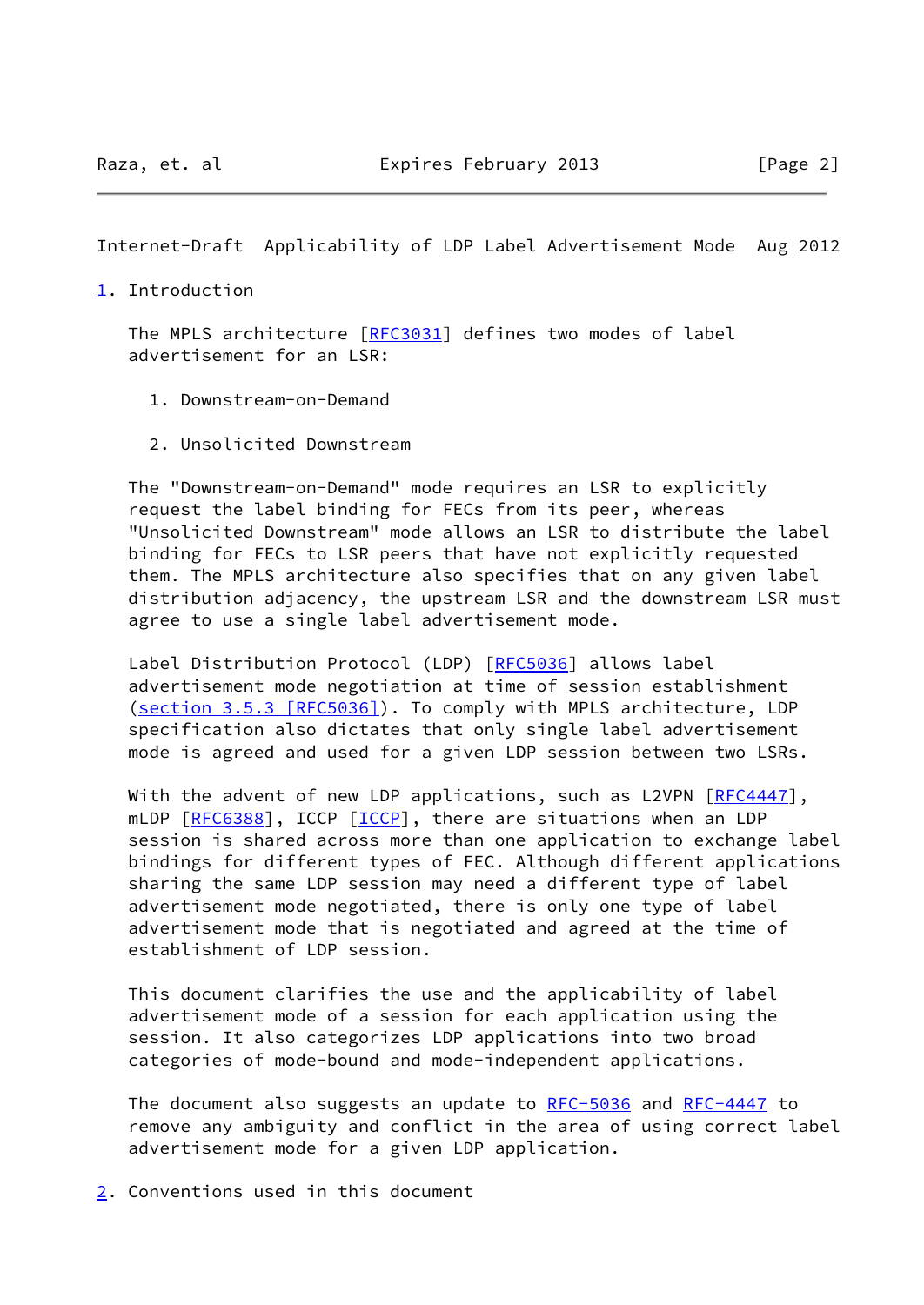## 1. Introduction

The MPLS architecture [RFC3031] defines two modes of label advertisement for an LSR:

1. Downstream-on-Demand

2. Unsolicited Downstream

The "Downstream-on-Demand" mode requires an LSR to explicitly request the label binding for FECs from its peer, whereas "Unsolicited Downstream" mode allows an LSR to distribute the label binding for FECs to LSR peers that have not explicitly requested them. The MPLS architecture also specifies that on any given label distribution adjacency, the upstream LSR and the downstream LSR must agree to use a single label advertisement mode.

Label Distribution Protocol (LDP) [RFC5036] allows label advertisement mode negotiation at time of session establishment (section 3.5.3 [RFC5036]). To comply with MPLS architecture, LDP specification also dictates that only single label advertisement mode is agreed and used for a given LDP session between two LSRs.

With the advent of new LDP applications, such as L2VPN [RFC4447], mLDP [RFC6388], ICCP [ICCP], there are situations when an LDP session is shared across more than one application to exchange label bindings for different types of FEC. Although different applications sharing the same LDP session may need a different type of label advertisement mode negotiated, there is only one type of label advertisement mode that is negotiated and agreed at the time of establishment of LDP session.

This document clarifies the use and the applicability of label advertisement mode of a session for each application using the session. It also categorizes LDP applications into two broad categories of mode-bound and mode-independent applications.

The document also suggests an update to RFC-5036 and RFC-4447 to remove any ambiguity and conflict in the area of using correct label advertisement mode for a given LDP application.

## 2. Conventions used in this document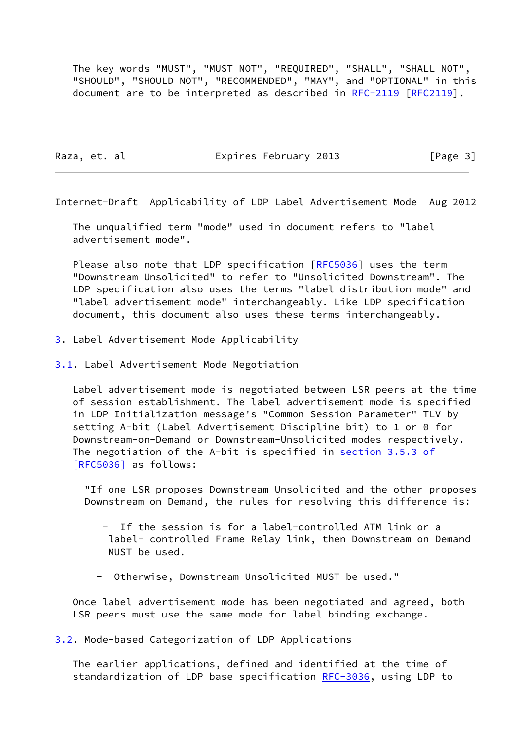The key words "MUST", "MUST NOT", "REQUIRED", "SHALL", "SHALL NOT", "SHOULD", "SHOULD NOT", "RECOMMENDED", "MAY", and "OPTIONAL" in this document are to be interpreted as described in RFC-2119 [RFC2119].

The unqualified term "mode" used in document refers to "label advertisement mode".

Please also note that LDP specification [RFC5036] uses the term "Downstream Unsolicited" to refer to "Unsolicited Downstream". The LDP specification also uses the terms "label distribution mode" and "label advertisement mode" interchangeably. Like LDP specification document, this document also uses these terms interchangeably.

## 3. Label Advertisement Mode Applicability

### 3.1. Label Advertisement Mode Negotiation

Label advertisement mode is negotiated between LSR peers at the time of session establishment. The label advertisement mode is specified in LDP Initialization message's "Common Session Parameter" TLV by setting A-bit (Label Advertisement Discipline bit) to 1 or 0 for Downstream-on-Demand or Downstream-Unsolicited modes respectively. The negotiation of the A-bit is specified in section 3.5.3 of [RFC5036] as follows:

> "If one LSR proposes Downstream Unsolicited and the other proposes Downstream on Demand, the rules for resolving this difference is:
>
> - If the session is for a label-controlled ATM link or a label- controlled Frame Relay link, then Downstream on Demand MUST be used.
>
> - Otherwise, Downstream Unsolicited MUST be used."

Once label advertisement mode has been negotiated and agreed, both LSR peers must use the same mode for label binding exchange.

### 3.2. Mode-based Categorization of LDP Applications

The earlier applications, defined and identified at the time of standardization of LDP base specification RFC-3036, using LDP to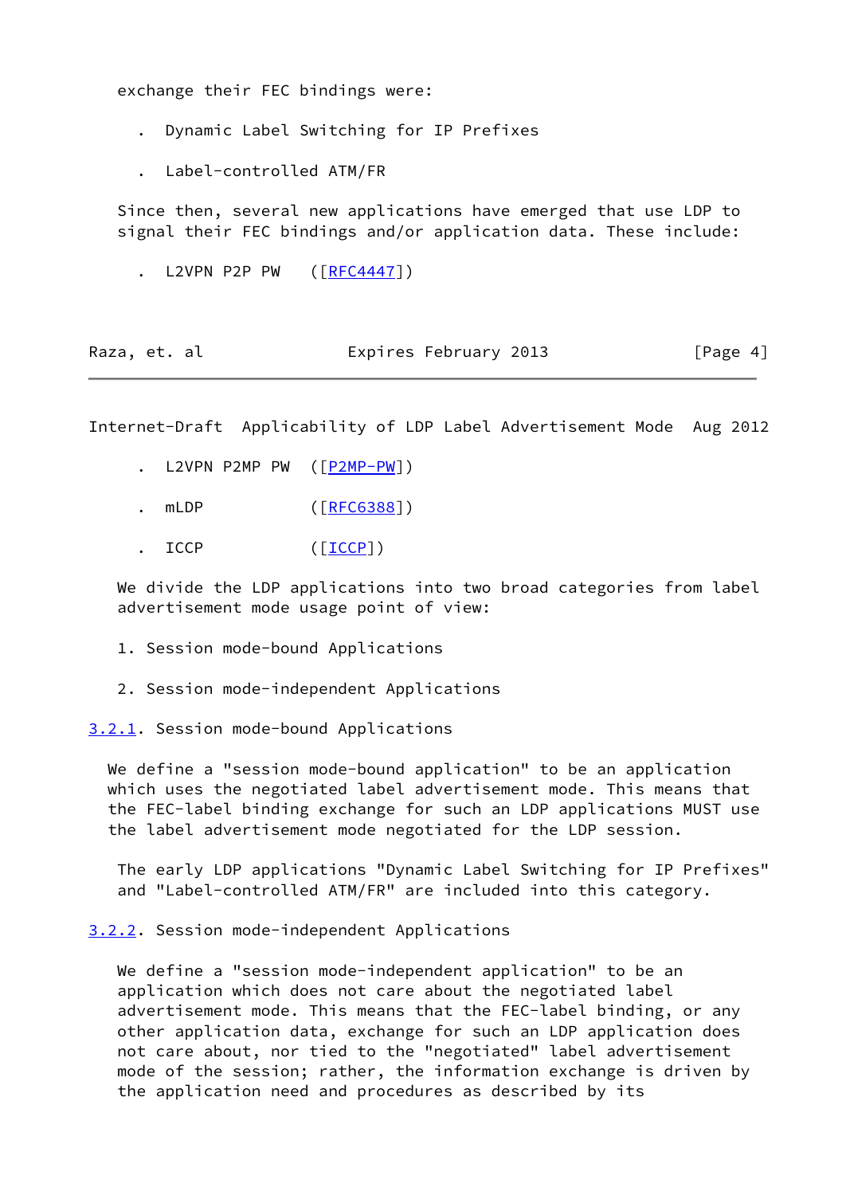exchange their FEC bindings were:

- Dynamic Label Switching for IP Prefixes
- Label-controlled ATM/FR

Since then, several new applications have emerged that use LDP to signal their FEC bindings and/or application data. These include:

- L2VPN P2P PW ([RFC4447])
- L2VPN P2MP PW ([P2MP-PW])
- mLDP ([RFC6388])
- ICCP ([ICCP])

We divide the LDP applications into two broad categories from label advertisement mode usage point of view:

1. Session mode-bound Applications

2. Session mode-independent Applications

### 3.2.1. Session mode-bound Applications

We define a "session mode-bound application" to be an application which uses the negotiated label advertisement mode. This means that the FEC-label binding exchange for such an LDP applications MUST use the label advertisement mode negotiated for the LDP session.

The early LDP applications "Dynamic Label Switching for IP Prefixes" and "Label-controlled ATM/FR" are included into this category.

### 3.2.2. Session mode-independent Applications

We define a "session mode-independent application" to be an application which does not care about the negotiated label advertisement mode. This means that the FEC-label binding, or any other application data, exchange for such an LDP application does not care about, nor tied to the "negotiated" label advertisement mode of the session; rather, the information exchange is driven by the application need and procedures as described by its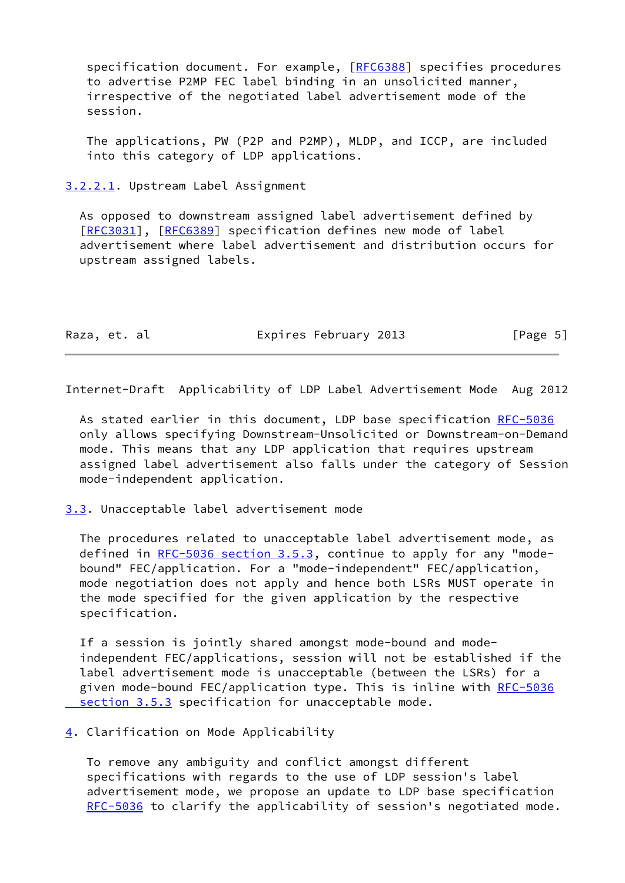specification document. For example, [RFC6388] specifies procedures to advertise P2MP FEC label binding in an unsolicited manner, irrespective of the negotiated label advertisement mode of the session.

The applications, PW (P2P and P2MP), MLDP, and ICCP, are included into this category of LDP applications.

#### 3.2.2.1. Upstream Label Assignment

As opposed to downstream assigned label advertisement defined by [RFC3031], [RFC6389] specification defines new mode of label advertisement where label advertisement and distribution occurs for upstream assigned labels.

As stated earlier in this document, LDP base specification RFC-5036 only allows specifying Downstream-Unsolicited or Downstream-on-Demand mode. This means that any LDP application that requires upstream assigned label advertisement also falls under the category of Session mode-independent application.

## 3.3. Unacceptable label advertisement mode

The procedures related to unacceptable label advertisement mode, as defined in RFC-5036 section 3.5.3, continue to apply for any "mode-bound" FEC/application. For a "mode-independent" FEC/application, mode negotiation does not apply and hence both LSRs MUST operate in the mode specified for the given application by the respective specification.

If a session is jointly shared amongst mode-bound and mode-independent FEC/applications, session will not be established if the label advertisement mode is unacceptable (between the LSRs) for a given mode-bound FEC/application type. This is inline with RFC-5036 section 3.5.3 specification for unacceptable mode.

# 4. Clarification on Mode Applicability

To remove any ambiguity and conflict amongst different specifications with regards to the use of LDP session's label advertisement mode, we propose an update to LDP base specification RFC-5036 to clarify the applicability of session's negotiated mode.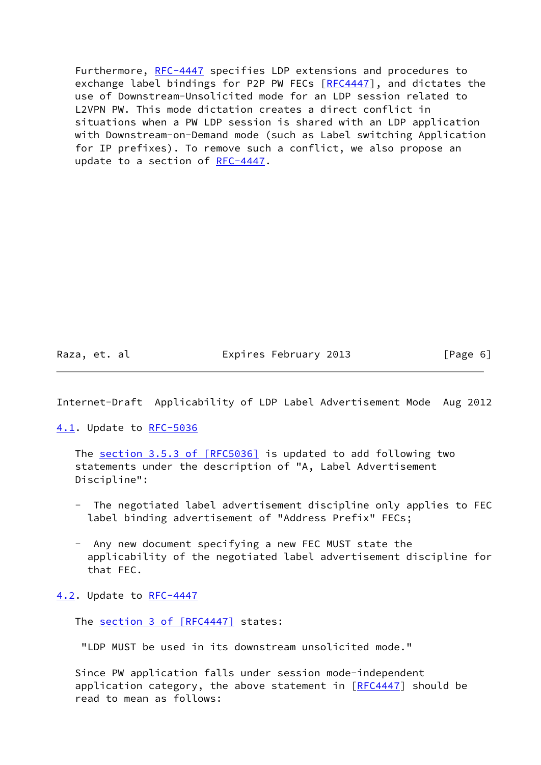Furthermore, RFC-4447 specifies LDP extensions and procedures to exchange label bindings for P2P PW FECs [RFC4447], and dictates the use of Downstream-Unsolicited mode for an LDP session related to L2VPN PW. This mode dictation creates a direct conflict in situations when a PW LDP session is shared with an LDP application with Downstream-on-Demand mode (such as Label switching Application for IP prefixes). To remove such a conflict, we also propose an update to a section of RFC-4447.

## 4.1. Update to RFC-5036

The section 3.5.3 of [RFC5036] is updated to add following two statements under the description of "A, Label Advertisement Discipline":

- The negotiated label advertisement discipline only applies to FEC label binding advertisement of "Address Prefix" FECs;

- Any new document specifying a new FEC MUST state the applicability of the negotiated label advertisement discipline for that FEC.

## 4.2. Update to RFC-4447

The section 3 of [RFC4447] states:

"LDP MUST be used in its downstream unsolicited mode."

Since PW application falls under session mode-independent application category, the above statement in [RFC4447] should be read to mean as follows: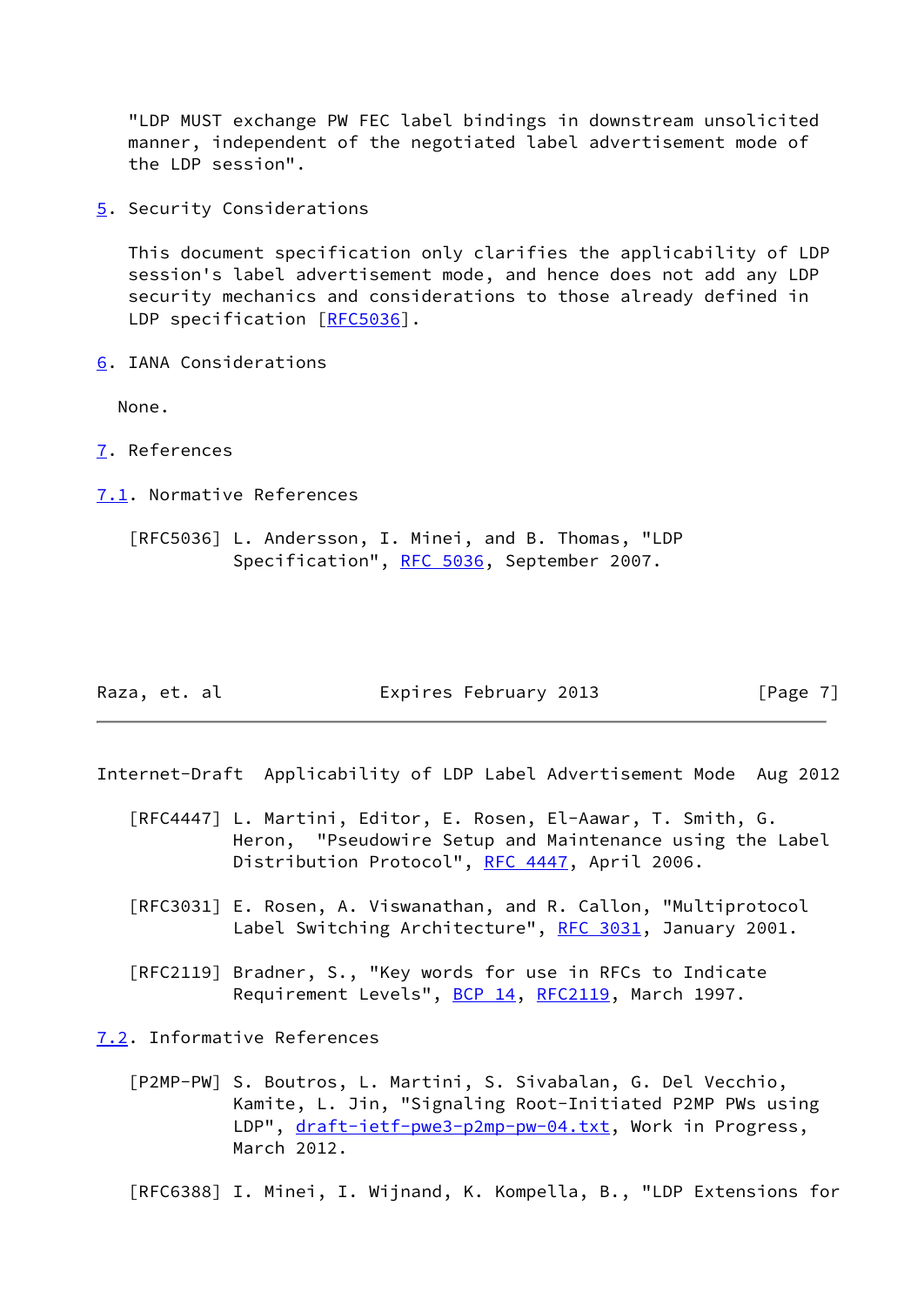"LDP MUST exchange PW FEC label bindings in downstream unsolicited manner, independent of the negotiated label advertisement mode of the LDP session".

## 5. Security Considerations

This document specification only clarifies the applicability of LDP session's label advertisement mode, and hence does not add any LDP security mechanics and considerations to those already defined in LDP specification [RFC5036].

## 6. IANA Considerations

None.

## 7. References

### 7.1. Normative References

[RFC5036] L. Andersson, I. Minei, and B. Thomas, "LDP Specification", RFC 5036, September 2007.

[RFC4447] L. Martini, Editor, E. Rosen, El-Aawar, T. Smith, G. Heron, "Pseudowire Setup and Maintenance using the Label Distribution Protocol", RFC 4447, April 2006.

[RFC3031] E. Rosen, A. Viswanathan, and R. Callon, "Multiprotocol Label Switching Architecture", RFC 3031, January 2001.

[RFC2119] Bradner, S., "Key words for use in RFCs to Indicate Requirement Levels", BCP 14, RFC2119, March 1997.

### 7.2. Informative References

[P2MP-PW] S. Boutros, L. Martini, S. Sivabalan, G. Del Vecchio, Kamite, L. Jin, "Signaling Root-Initiated P2MP PWs using LDP", draft-ietf-pwe3-p2mp-pw-04.txt, Work in Progress, March 2012.

[RFC6388] I. Minei, I. Wijnand, K. Kompella, B., "LDP Extensions for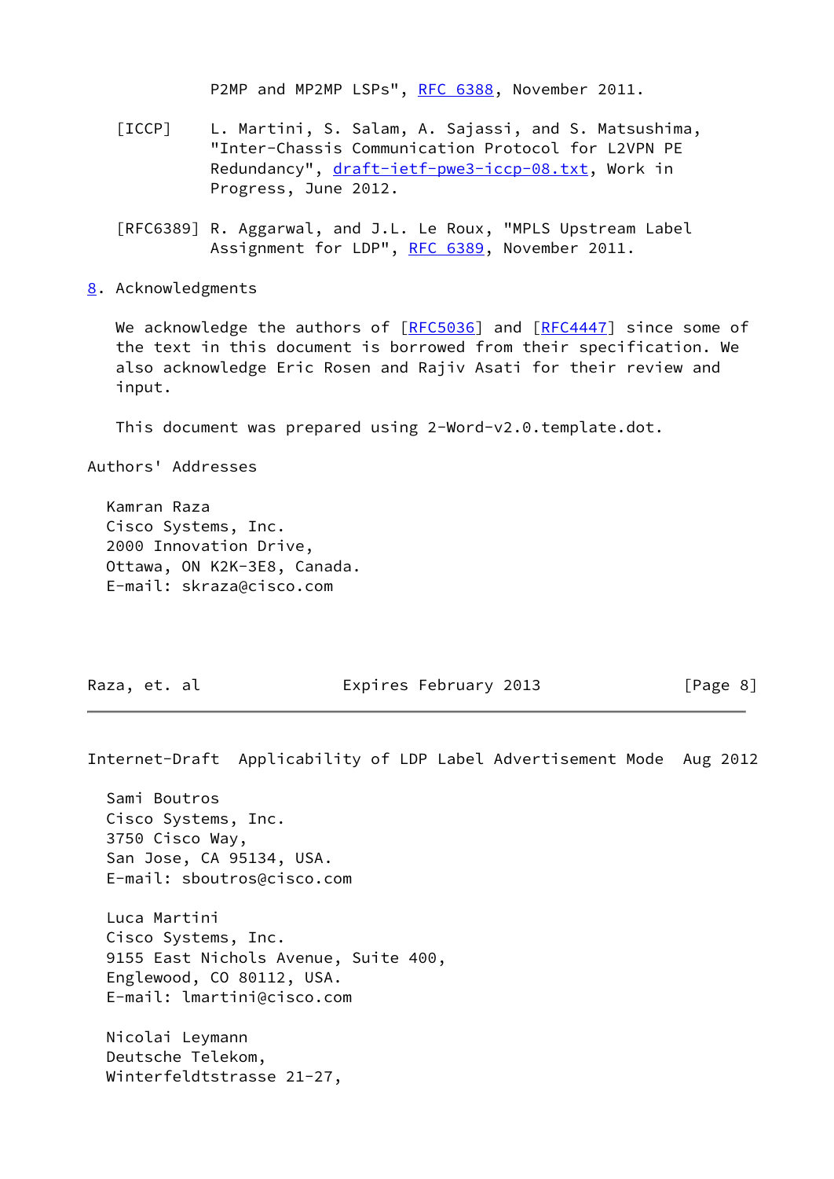P2MP and MP2MP LSPs", RFC 6388, November 2011.

[ICCP] L. Martini, S. Salam, A. Sajassi, and S. Matsushima, "Inter-Chassis Communication Protocol for L2VPN PE Redundancy", draft-ietf-pwe3-iccp-08.txt, Work in Progress, June 2012.

[RFC6389] R. Aggarwal, and J.L. Le Roux, "MPLS Upstream Label Assignment for LDP", RFC 6389, November 2011.

## 8. Acknowledgments

We acknowledge the authors of [RFC5036] and [RFC4447] since some of the text in this document is borrowed from their specification. We also acknowledge Eric Rosen and Rajiv Asati for their review and input.

This document was prepared using 2-Word-v2.0.template.dot.

## Authors' Addresses

Kamran Raza
Cisco Systems, Inc.
2000 Innovation Drive,
Ottawa, ON K2K-3E8, Canada.
E-mail: skraza@cisco.com

Sami Boutros
Cisco Systems, Inc.
3750 Cisco Way,
San Jose, CA 95134, USA.
E-mail: sboutros@cisco.com

Luca Martini
Cisco Systems, Inc.
9155 East Nichols Avenue, Suite 400,
Englewood, CO 80112, USA.
E-mail: lmartini@cisco.com

Nicolai Leymann
Deutsche Telekom,
Winterfeldtstrasse 21-27,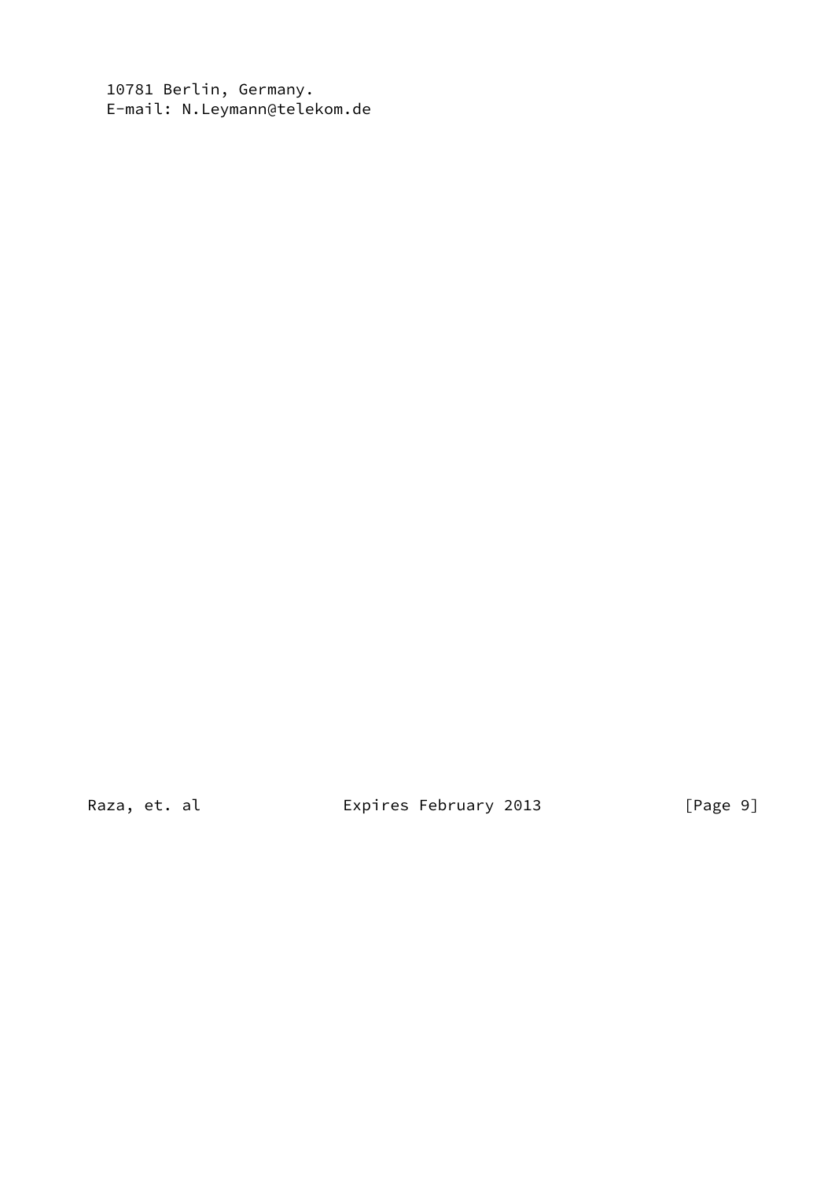10781 Berlin, Germany.
E-mail: N.Leymann@telekom.de